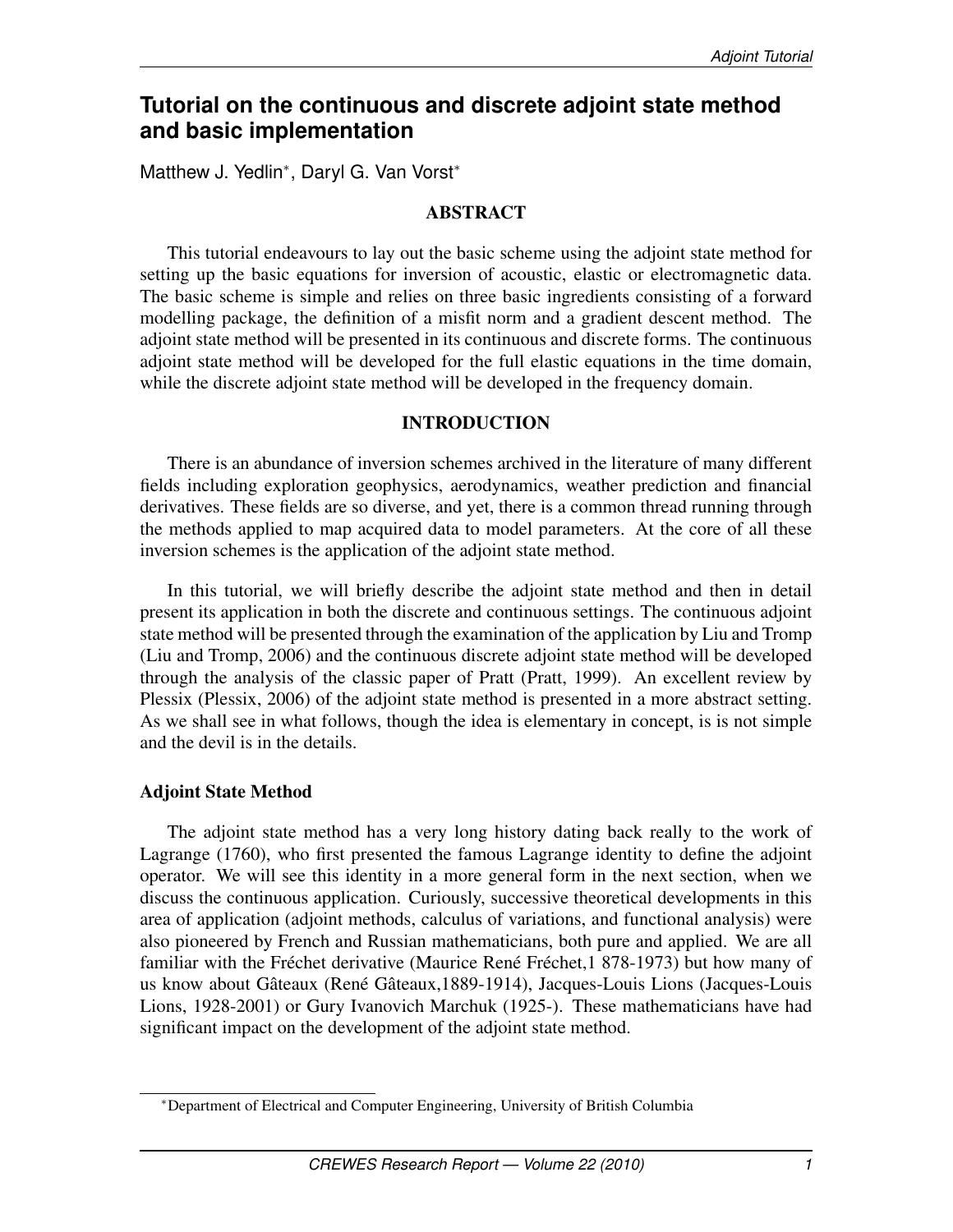# Tutorial on the continuous and discrete adjoint state method and basic implementation

Matthew J. Yedlin[*], Daryl G. Van Vorst[*]

## ABSTRACT

This tutorial endeavours to lay out the basic scheme using the adjoint state method for setting up the basic equations for inversion of acoustic, elastic or electromagnetic data. The basic scheme is simple and relies on three basic ingredients consisting of a forward modelling package, the definition of a misfit norm and a gradient descent method. The adjoint state method will be presented in its continuous and discrete forms. The continuous adjoint state method will be developed for the full elastic equations in the time domain, while the discrete adjoint state method will be developed in the frequency domain.

## INTRODUCTION

There is an abundance of inversion schemes archived in the literature of many different fields including exploration geophysics, aerodynamics, weather prediction and financial derivatives. These fields are so diverse, and yet, there is a common thread running through the methods applied to map acquired data to model parameters. At the core of all these inversion schemes is the application of the adjoint state method.

In this tutorial, we will briefly describe the adjoint state method and then in detail present its application in both the discrete and continuous settings. The continuous adjoint state method will be presented through the examination of the application by Liu and Tromp (Liu and Tromp, 2006) and the continuous discrete adjoint state method will be developed through the analysis of the classic paper of Pratt (Pratt, 1999). An excellent review by Plessix (Plessix, 2006) of the adjoint state method is presented in a more abstract setting. As we shall see in what follows, though the idea is elementary in concept, is is not simple and the devil is in the details.

### Adjoint State Method

The adjoint state method has a very long history dating back really to the work of Lagrange (1760), who first presented the famous Lagrange identity to define the adjoint operator. We will see this identity in a more general form in the next section, when we discuss the continuous application. Curiously, successive theoretical developments in this area of application (adjoint methods, calculus of variations, and functional analysis) were also pioneered by French and Russian mathematicians, both pure and applied. We are all familiar with the Fréchet derivative (Maurice René Fréchet,1 878-1973) but how many of us know about Gâteaux (René Gâteaux,1889-1914), Jacques-Louis Lions (Jacques-Louis Lions, 1928-2001) or Gury Ivanovich Marchuk (1925-). These mathematicians have had significant impact on the development of the adjoint state method.

---

[*]Department of Electrical and Computer Engineering, University of British Columbia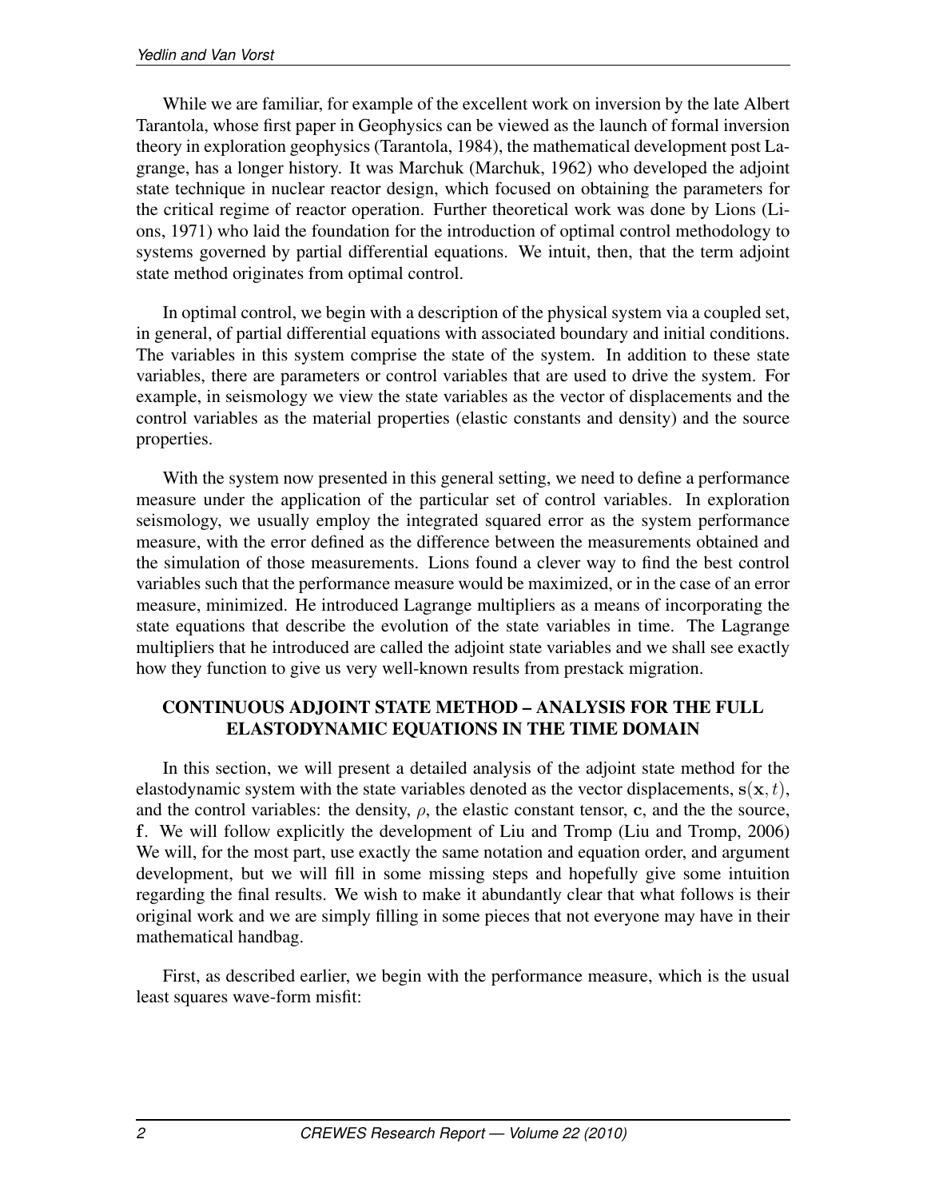While we are familiar, for example of the excellent work on inversion by the late Albert Tarantola, whose first paper in Geophysics can be viewed as the launch of formal inversion theory in exploration geophysics (Tarantola, 1984), the mathematical development post Lagrange, has a longer history. It was Marchuk (Marchuk, 1962) who developed the adjoint state technique in nuclear reactor design, which focused on obtaining the parameters for the critical regime of reactor operation. Further theoretical work was done by Lions (Lions, 1971) who laid the foundation for the introduction of optimal control methodology to systems governed by partial differential equations. We intuit, then, that the term adjoint state method originates from optimal control.

In optimal control, we begin with a description of the physical system via a coupled set, in general, of partial differential equations with associated boundary and initial conditions. The variables in this system comprise the state of the system. In addition to these state variables, there are parameters or control variables that are used to drive the system. For example, in seismology we view the state variables as the vector of displacements and the control variables as the material properties (elastic constants and density) and the source properties.

With the system now presented in this general setting, we need to define a performance measure under the application of the particular set of control variables. In exploration seismology, we usually employ the integrated squared error as the system performance measure, with the error defined as the difference between the measurements obtained and the simulation of those measurements. Lions found a clever way to find the best control variables such that the performance measure would be maximized, or in the case of an error measure, minimized. He introduced Lagrange multipliers as a means of incorporating the state equations that describe the evolution of the state variables in time. The Lagrange multipliers that he introduced are called the adjoint state variables and we shall see exactly how they function to give us very well-known results from prestack migration.

## CONTINUOUS ADJOINT STATE METHOD – ANALYSIS FOR THE FULL ELASTODYNAMIC EQUATIONS IN THE TIME DOMAIN

In this section, we will present a detailed analysis of the adjoint state method for the elastodynamic system with the state variables denoted as the vector displacements, $\mathbf{s}(\mathbf{x}, t)$, and the control variables: the density, $\rho$, the elastic constant tensor, $\mathbf{c}$, and the the source, $\mathbf{f}$. We will follow explicitly the development of Liu and Tromp (Liu and Tromp, 2006) We will, for the most part, use exactly the same notation and equation order, and argument development, but we will fill in some missing steps and hopefully give some intuition regarding the final results. We wish to make it abundantly clear that what follows is their original work and we are simply filling in some pieces that not everyone may have in their mathematical handbag.

First, as described earlier, we begin with the performance measure, which is the usual least squares wave-form misfit: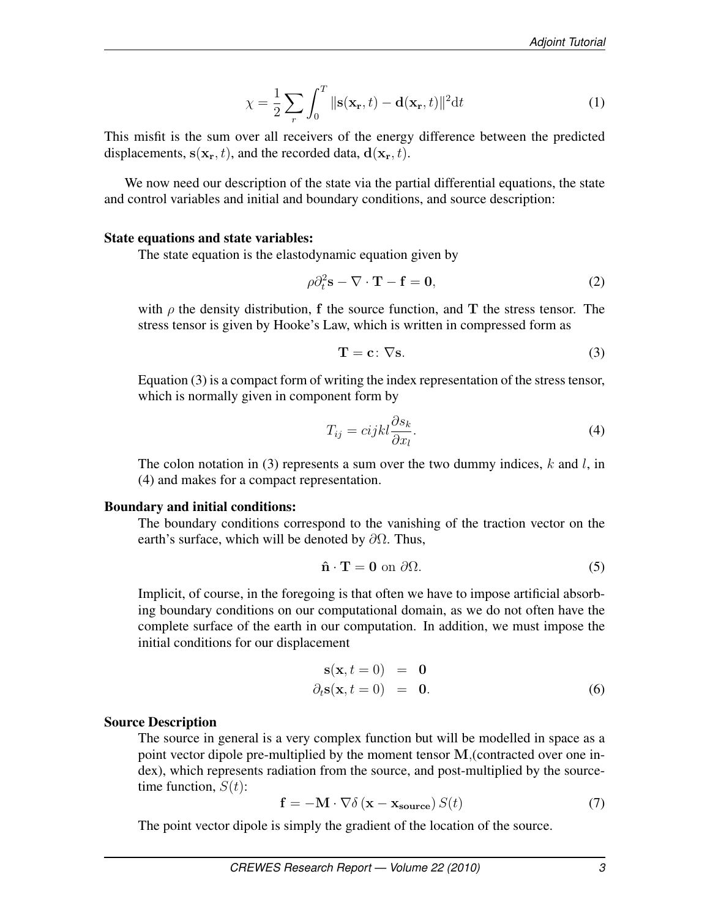$$
\chi = \frac{1}{2} \sum_r \int_0^T \|\mathbf{s}(\mathbf{x_r}, t) - \mathbf{d}(\mathbf{x_r}, t)\|^2 \mathrm{d}t \tag{1}
$$

This misfit is the sum over all receivers of the energy difference between the predicted displacements, $\mathbf{s}(\mathbf{x_r}, t)$, and the recorded data, $\mathbf{d}(\mathbf{x_r}, t)$.

We now need our description of the state via the partial differential equations, the state and control variables and initial and boundary conditions, and source description:

**State equations and state variables:**

The state equation is the elastodynamic equation given by

$$
\rho \partial_t^2 \mathbf{s} - \nabla \cdot \mathbf{T} - \mathbf{f} = \mathbf{0}, \tag{2}
$$

with $\rho$ the density distribution, $\mathbf{f}$ the source function, and $\mathbf{T}$ the stress tensor. The stress tensor is given by Hooke's Law, which is written in compressed form as

$$
\mathbf{T} = \mathbf{c} \colon \nabla \mathbf{s}. \tag{3}
$$

Equation (3) is a compact form of writing the index representation of the stress tensor, which is normally given in component form by

$$
T_{ij} = cijkl \frac{\partial s_k}{\partial x_l}. \tag{4}
$$

The colon notation in (3) represents a sum over the two dummy indices, $k$ and $l$, in (4) and makes for a compact representation.

**Boundary and initial conditions:**

The boundary conditions correspond to the vanishing of the traction vector on the earth's surface, which will be denoted by $\partial\Omega$. Thus,

$$
\hat{\mathbf{n}} \cdot \mathbf{T} = \mathbf{0} \text{ on } \partial\Omega. \tag{5}
$$

Implicit, of course, in the foregoing is that often we have to impose artificial absorbing boundary conditions on our computational domain, as we do not often have the complete surface of the earth in our computation. In addition, we must impose the initial conditions for our displacement

$$
\begin{aligned}
\mathbf{s}(\mathbf{x}, t=0) &= \mathbf{0} \\
\partial_t \mathbf{s}(\mathbf{x}, t=0) &= \mathbf{0}.
\end{aligned} \tag{6}
$$

**Source Description**

The source in general is a very complex function but will be modelled in space as a point vector dipole pre-multiplied by the moment tensor $\mathbf{M}$,(contracted over one index), which represents radiation from the source, and post-multiplied by the source-time function, $S(t)$:

$$
\mathbf{f} = -\mathbf{M} \cdot \nabla \delta \left(\mathbf{x} - \mathbf{x_{source}}\right) S(t) \tag{7}
$$

The point vector dipole is simply the gradient of the location of the source.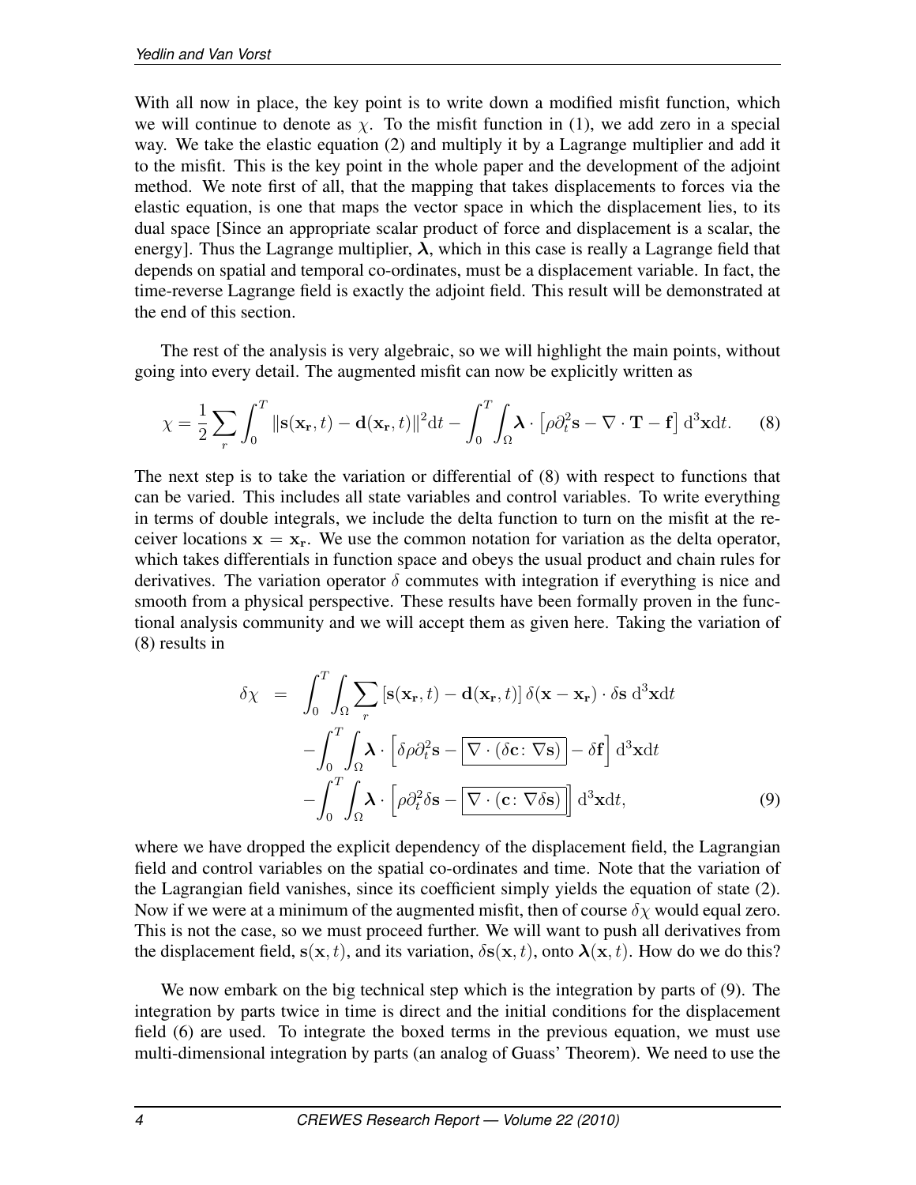With all now in place, the key point is to write down a modified misfit function, which we will continue to denote as $\chi$. To the misfit function in (1), we add zero in a special way. We take the elastic equation (2) and multiply it by a Lagrange multiplier and add it to the misfit. This is the key point in the whole paper and the development of the adjoint method. We note first of all, that the mapping that takes displacements to forces via the elastic equation, is one that maps the vector space in which the displacement lies, to its dual space [Since an appropriate scalar product of force and displacement is a scalar, the energy]. Thus the Lagrange multiplier, $\boldsymbol{\lambda}$, which in this case is really a Lagrange field that depends on spatial and temporal co-ordinates, must be a displacement variable. In fact, the time-reverse Lagrange field is exactly the adjoint field. This result will be demonstrated at the end of this section.

The rest of the analysis is very algebraic, so we will highlight the main points, without going into every detail. The augmented misfit can now be explicitly written as

$$\chi = \frac{1}{2}\sum_r \int_0^T \|\mathbf{s}(\mathbf{x_r},t) - \mathbf{d}(\mathbf{x_r},t)\|^2 \mathrm{d}t - \int_0^T\int_\Omega \boldsymbol{\lambda}\cdot\left[\rho\partial_t^2\mathbf{s} - \nabla\cdot\mathbf{T} - \mathbf{f}\right]\mathrm{d}^3\mathbf{x}\mathrm{d}t. \tag{8}$$

The next step is to take the variation or differential of (8) with respect to functions that can be varied. This includes all state variables and control variables. To write everything in terms of double integrals, we include the delta function to turn on the misfit at the receiver locations $\mathbf{x} = \mathbf{x_r}$. We use the common notation for variation as the delta operator, which takes differentials in function space and obeys the usual product and chain rules for derivatives. The variation operator $\delta$ commutes with integration if everything is nice and smooth from a physical perspective. These results have been formally proven in the functional analysis community and we will accept them as given here. Taking the variation of (8) results in

$$\begin{aligned}
\delta\chi \;=\; & \int_0^T\int_\Omega \sum_r \left[\mathbf{s}(\mathbf{x_r},t) - \mathbf{d}(\mathbf{x_r},t)\right]\delta(\mathbf{x}-\mathbf{x_r})\cdot\delta\mathbf{s}\;\mathrm{d}^3\mathbf{x}\mathrm{d}t \\
& -\int_0^T\int_\Omega \boldsymbol{\lambda}\cdot\left[\delta\rho\partial_t^2\mathbf{s} - \boxed{\nabla\cdot(\delta\mathbf{c}\colon\nabla\mathbf{s})} - \delta\mathbf{f}\right]\mathrm{d}^3\mathbf{x}\mathrm{d}t \\
& -\int_0^T\int_\Omega \boldsymbol{\lambda}\cdot\left[\rho\partial_t^2\delta\mathbf{s} - \boxed{\nabla\cdot(\mathbf{c}\colon\nabla\delta\mathbf{s})}\right]\mathrm{d}^3\mathbf{x}\mathrm{d}t,
\end{aligned} \tag{9}$$

where we have dropped the explicit dependency of the displacement field, the Lagrangian field and control variables on the spatial co-ordinates and time. Note that the variation of the Lagrangian field vanishes, since its coefficient simply yields the equation of state (2). Now if we were at a minimum of the augmented misfit, then of course $\delta\chi$ would equal zero. This is not the case, so we must proceed further. We will want to push all derivatives from the displacement field, $\mathbf{s}(\mathbf{x},t)$, and its variation, $\delta\mathbf{s}(\mathbf{x},t)$, onto $\boldsymbol{\lambda}(\mathbf{x},t)$. How do we do this?

We now embark on the big technical step which is the integration by parts of (9). The integration by parts twice in time is direct and the initial conditions for the displacement field (6) are used. To integrate the boxed terms in the previous equation, we must use multi-dimensional integration by parts (an analog of Guass' Theorem). We need to use the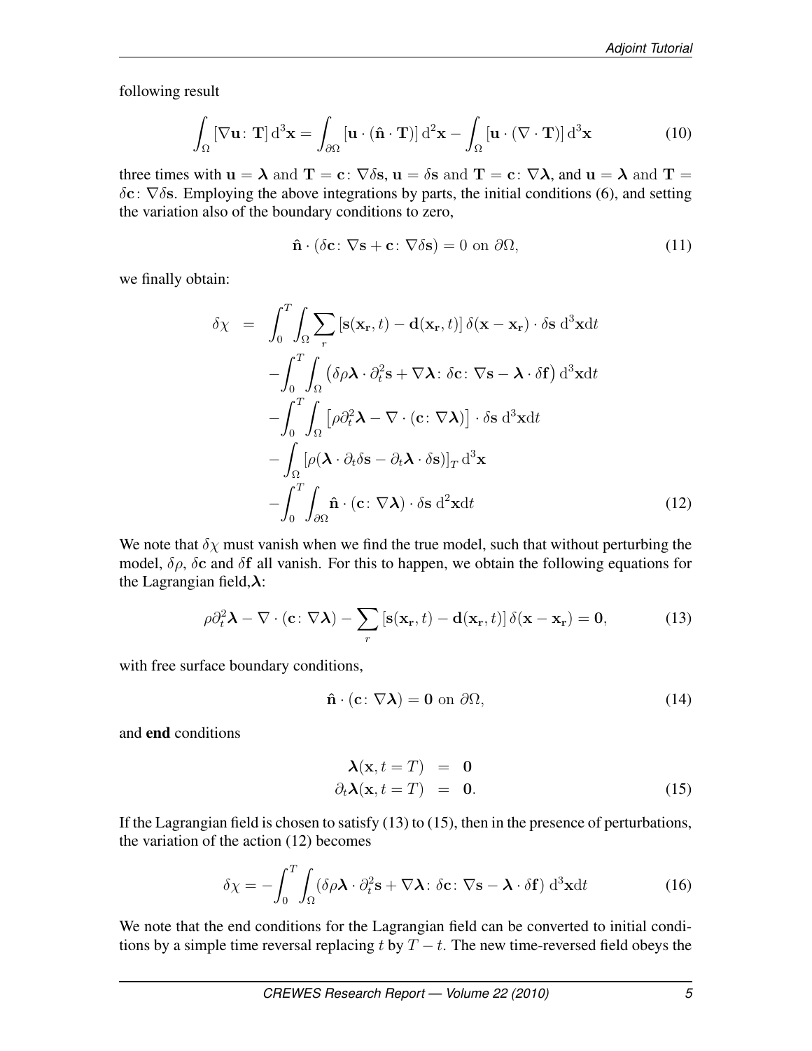following result

$$\int_{\Omega} [\nabla \mathbf{u} \colon \mathbf{T}] \, \mathrm{d}^3\mathbf{x} = \int_{\partial\Omega} [\mathbf{u} \cdot (\hat{\mathbf{n}} \cdot \mathbf{T})] \, \mathrm{d}^2\mathbf{x} - \int_{\Omega} [\mathbf{u} \cdot (\nabla \cdot \mathbf{T})] \, \mathrm{d}^3\mathbf{x} \tag{10}$$

three times with $\mathbf{u} = \boldsymbol{\lambda}$ and $\mathbf{T} = \mathbf{c} \colon \nabla \delta \mathbf{s}$, $\mathbf{u} = \delta \mathbf{s}$ and $\mathbf{T} = \mathbf{c} \colon \nabla \boldsymbol{\lambda}$, and $\mathbf{u} = \boldsymbol{\lambda}$ and $\mathbf{T} = \delta \mathbf{c} \colon \nabla \delta \mathbf{s}$. Employing the above integrations by parts, the initial conditions (6), and setting the variation also of the boundary conditions to zero,

$$\hat{\mathbf{n}} \cdot (\delta \mathbf{c} \colon \nabla \mathbf{s} + \mathbf{c} \colon \nabla \delta \mathbf{s}) = 0 \text{ on } \partial\Omega, \tag{11}$$

we finally obtain:

$$\begin{aligned}
\delta\chi \;=\; & \int_0^T \int_{\Omega} \sum_r \left[\mathbf{s}(\mathbf{x}_\mathrm{r}, t) - \mathbf{d}(\mathbf{x}_\mathrm{r}, t)\right] \delta(\mathbf{x} - \mathbf{x}_\mathrm{r}) \cdot \delta \mathbf{s} \; \mathrm{d}^3\mathbf{x}\mathrm{d}t \\
& - \int_0^T \int_{\Omega} \left(\delta\rho \boldsymbol{\lambda} \cdot \partial_t^2 \mathbf{s} + \nabla \boldsymbol{\lambda} \colon \delta \mathbf{c} \colon \nabla \mathbf{s} - \boldsymbol{\lambda} \cdot \delta \mathbf{f}\right) \mathrm{d}^3\mathbf{x}\mathrm{d}t \\
& - \int_0^T \int_{\Omega} \left[\rho \partial_t^2 \boldsymbol{\lambda} - \nabla \cdot (\mathbf{c} \colon \nabla \boldsymbol{\lambda})\right] \cdot \delta \mathbf{s} \; \mathrm{d}^3\mathbf{x}\mathrm{d}t \\
& - \int_{\Omega} \left[\rho(\boldsymbol{\lambda} \cdot \partial_t \delta \mathbf{s} - \partial_t \boldsymbol{\lambda} \cdot \delta \mathbf{s})\right]_T \mathrm{d}^3\mathbf{x} \\
& - \int_0^T \int_{\partial\Omega} \hat{\mathbf{n}} \cdot (\mathbf{c} \colon \nabla \boldsymbol{\lambda}) \cdot \delta \mathbf{s} \; \mathrm{d}^2\mathbf{x}\mathrm{d}t
\end{aligned} \tag{12}$$

We note that $\delta\chi$ must vanish when we find the true model, such that without perturbing the model, $\delta\rho$, $\delta\mathbf{c}$ and $\delta\mathbf{f}$ all vanish. For this to happen, we obtain the following equations for the Lagrangian field, $\boldsymbol{\lambda}$:

$$\rho \partial_t^2 \boldsymbol{\lambda} - \nabla \cdot (\mathbf{c} \colon \nabla \boldsymbol{\lambda}) - \sum_r \left[\mathbf{s}(\mathbf{x}_\mathrm{r}, t) - \mathbf{d}(\mathbf{x}_\mathrm{r}, t)\right] \delta(\mathbf{x} - \mathbf{x}_\mathrm{r}) = \mathbf{0}, \tag{13}$$

with free surface boundary conditions,

$$\hat{\mathbf{n}} \cdot (\mathbf{c} \colon \nabla \boldsymbol{\lambda}) = \mathbf{0} \text{ on } \partial\Omega, \tag{14}$$

and **end** conditions

$$\begin{aligned}
\boldsymbol{\lambda}(\mathbf{x}, t = T) &= \mathbf{0} \\
\partial_t \boldsymbol{\lambda}(\mathbf{x}, t = T) &= \mathbf{0}.
\end{aligned} \tag{15}$$

If the Lagrangian field is chosen to satisfy (13) to (15), then in the presence of perturbations, the variation of the action (12) becomes

$$\delta\chi = -\int_0^T \int_{\Omega} (\delta\rho \boldsymbol{\lambda} \cdot \partial_t^2 \mathbf{s} + \nabla \boldsymbol{\lambda} \colon \delta \mathbf{c} \colon \nabla \mathbf{s} - \boldsymbol{\lambda} \cdot \delta \mathbf{f}) \; \mathrm{d}^3\mathbf{x}\mathrm{d}t \tag{16}$$

We note that the end conditions for the Lagrangian field can be converted to initial conditions by a simple time reversal replacing $t$ by $T - t$. The new time-reversed field obeys the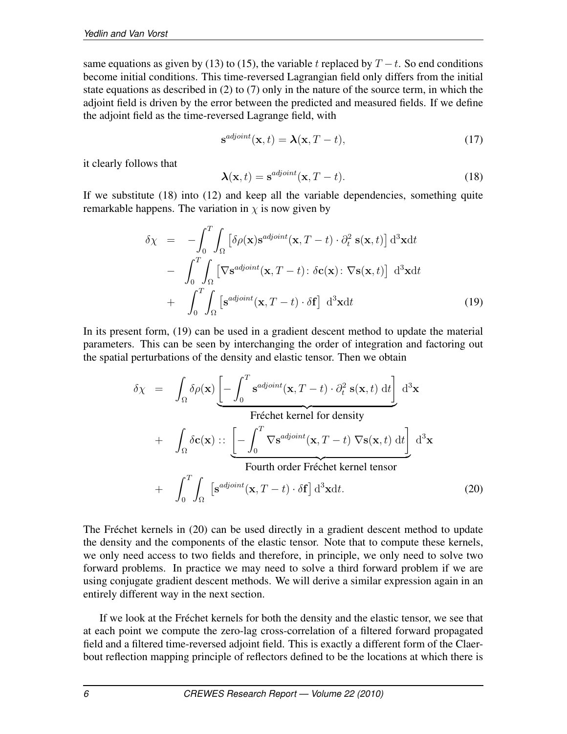same equations as given by (13) to (15), the variable $t$ replaced by $T-t$. So end conditions become initial conditions. This time-reversed Lagrangian field only differs from the initial state equations as described in (2) to (7) only in the nature of the source term, in which the adjoint field is driven by the error between the predicted and measured fields. If we define the adjoint field as the time-reversed Lagrange field, with

$$\mathbf{s}^{adjoint}(\mathbf{x},t) = \boldsymbol{\lambda}(\mathbf{x},T-t), \tag{17}$$

it clearly follows that

$$\boldsymbol{\lambda}(\mathbf{x},t) = \mathbf{s}^{adjoint}(\mathbf{x},T-t). \tag{18}$$

If we substitute (18) into (12) and keep all the variable dependencies, something quite remarkable happens. The variation in $\chi$ is now given by

$$\begin{aligned}
\delta\chi &= -\int_0^T\int_\Omega \left[\delta\rho(\mathbf{x})\mathbf{s}^{adjoint}(\mathbf{x},T-t)\cdot\partial_t^2\,\mathbf{s}(\mathbf{x},t)\right]\mathrm{d}^3\mathbf{x}\mathrm{d}t \\
&- \int_0^T\int_\Omega \left[\nabla\mathbf{s}^{adjoint}(\mathbf{x},T-t)\colon\,\delta\mathbf{c}(\mathbf{x})\colon\,\nabla\mathbf{s}(\mathbf{x},t)\right]\,\mathrm{d}^3\mathbf{x}\mathrm{d}t \\
&+ \int_0^T\int_\Omega \left[\mathbf{s}^{adjoint}(\mathbf{x},T-t)\cdot\delta\mathbf{f}\right]\,\mathrm{d}^3\mathbf{x}\mathrm{d}t
\end{aligned} \tag{19}$$

In its present form, (19) can be used in a gradient descent method to update the material parameters. This can be seen by interchanging the order of integration and factoring out the spatial perturbations of the density and elastic tensor. Then we obtain

$$\begin{aligned}
\delta\chi &= \int_\Omega \delta\rho(\mathbf{x})\underbrace{\left[-\int_0^T \mathbf{s}^{adjoint}(\mathbf{x},T-t)\cdot\partial_t^2\,\mathbf{s}(\mathbf{x},t)\,\mathrm{d}t\right]}_{\text{Fréchet kernel for density}}\,\mathrm{d}^3\mathbf{x} \\
&+ \int_\Omega \delta\mathbf{c}(\mathbf{x}) :: \underbrace{\left[-\int_0^T \nabla\mathbf{s}^{adjoint}(\mathbf{x},T-t)\,\nabla\mathbf{s}(\mathbf{x},t)\,\mathrm{d}t\right]}_{\text{Fourth order Fréchet kernel tensor}}\,\mathrm{d}^3\mathbf{x} \\
&+ \int_0^T\int_\Omega \left[\mathbf{s}^{adjoint}(\mathbf{x},T-t)\cdot\delta\mathbf{f}\right]\mathrm{d}^3\mathbf{x}\mathrm{d}t.
\end{aligned} \tag{20}$$

The Fréchet kernels in (20) can be used directly in a gradient descent method to update the density and the components of the elastic tensor. Note that to compute these kernels, we only need access to two fields and therefore, in principle, we only need to solve two forward problems. In practice we may need to solve a third forward problem if we are using conjugate gradient descent methods. We will derive a similar expression again in an entirely different way in the next section.

If we look at the Fréchet kernels for both the density and the elastic tensor, we see that at each point we compute the zero-lag cross-correlation of a filtered forward propagated field and a filtered time-reversed adjoint field. This is exactly a different form of the Claerbout reflection mapping principle of reflectors defined to be the locations at which there is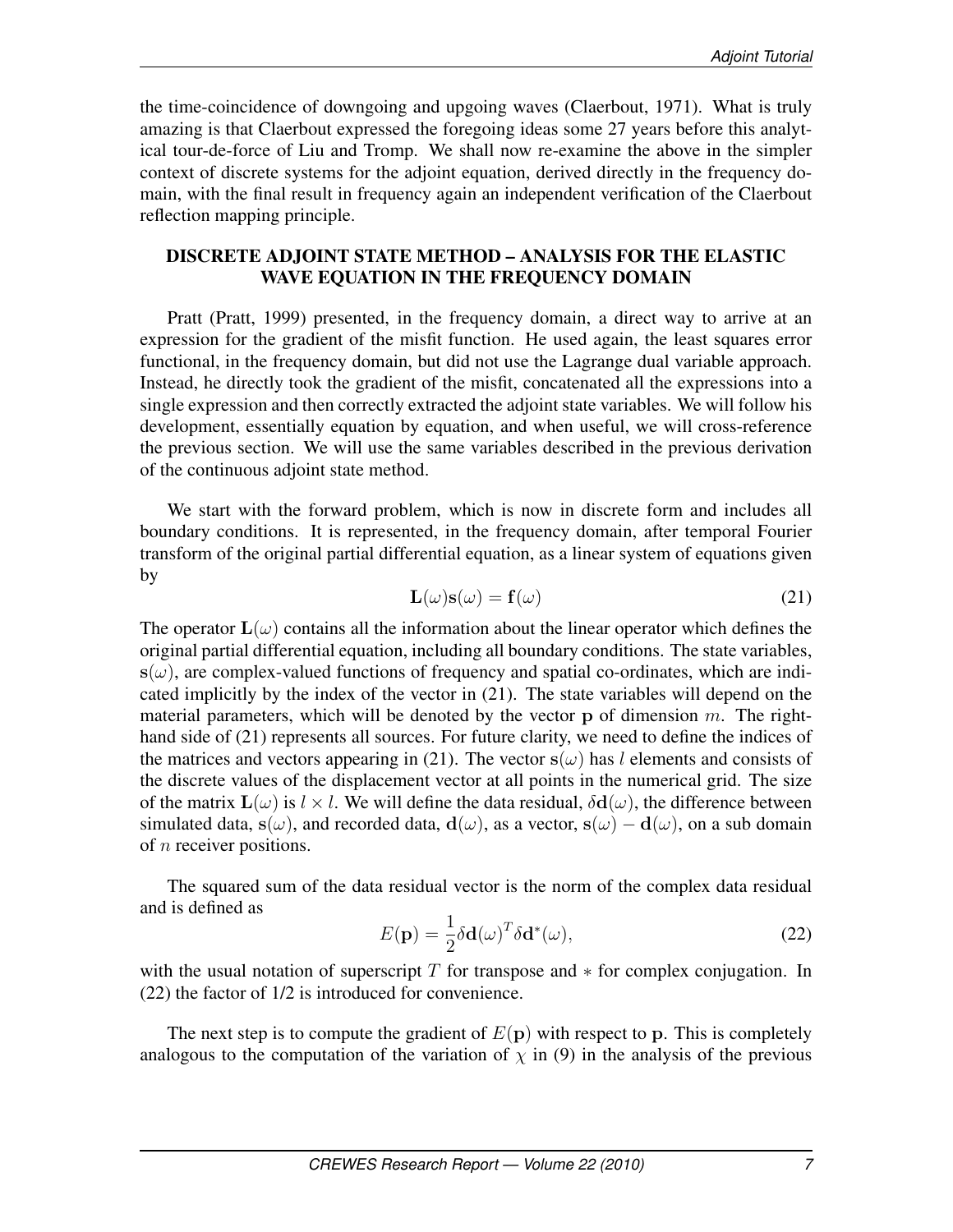the time-coincidence of downgoing and upgoing waves (Claerbout, 1971). What is truly amazing is that Claerbout expressed the foregoing ideas some 27 years before this analytical tour-de-force of Liu and Tromp. We shall now re-examine the above in the simpler context of discrete systems for the adjoint equation, derived directly in the frequency domain, with the final result in frequency again an independent verification of the Claerbout reflection mapping principle.

## DISCRETE ADJOINT STATE METHOD – ANALYSIS FOR THE ELASTIC WAVE EQUATION IN THE FREQUENCY DOMAIN

Pratt (Pratt, 1999) presented, in the frequency domain, a direct way to arrive at an expression for the gradient of the misfit function. He used again, the least squares error functional, in the frequency domain, but did not use the Lagrange dual variable approach. Instead, he directly took the gradient of the misfit, concatenated all the expressions into a single expression and then correctly extracted the adjoint state variables. We will follow his development, essentially equation by equation, and when useful, we will cross-reference the previous section. We will use the same variables described in the previous derivation of the continuous adjoint state method.

We start with the forward problem, which is now in discrete form and includes all boundary conditions. It is represented, in the frequency domain, after temporal Fourier transform of the original partial differential equation, as a linear system of equations given by

$$\mathbf{L}(\omega)\mathbf{s}(\omega) = \mathbf{f}(\omega) \tag{21}$$

The operator $\mathbf{L}(\omega)$ contains all the information about the linear operator which defines the original partial differential equation, including all boundary conditions. The state variables, $\mathbf{s}(\omega)$, are complex-valued functions of frequency and spatial co-ordinates, which are indicated implicitly by the index of the vector in (21). The state variables will depend on the material parameters, which will be denoted by the vector $\mathbf{p}$ of dimension $m$. The right-hand side of (21) represents all sources. For future clarity, we need to define the indices of the matrices and vectors appearing in (21). The vector $\mathbf{s}(\omega)$ has $l$ elements and consists of the discrete values of the displacement vector at all points in the numerical grid. The size of the matrix $\mathbf{L}(\omega)$ is $l \times l$. We will define the data residual, $\delta\mathbf{d}(\omega)$, the difference between simulated data, $\mathbf{s}(\omega)$, and recorded data, $\mathbf{d}(\omega)$, as a vector, $\mathbf{s}(\omega) - \mathbf{d}(\omega)$, on a sub domain of $n$ receiver positions.

The squared sum of the data residual vector is the norm of the complex data residual and is defined as

$$E(\mathbf{p}) = \frac{1}{2}\delta\mathbf{d}(\omega)^T \delta\mathbf{d}^*(\omega), \tag{22}$$

with the usual notation of superscript $T$ for transpose and $*$ for complex conjugation. In (22) the factor of 1/2 is introduced for convenience.

The next step is to compute the gradient of $E(\mathbf{p})$ with respect to $\mathbf{p}$. This is completely analogous to the computation of the variation of $\chi$ in (9) in the analysis of the previous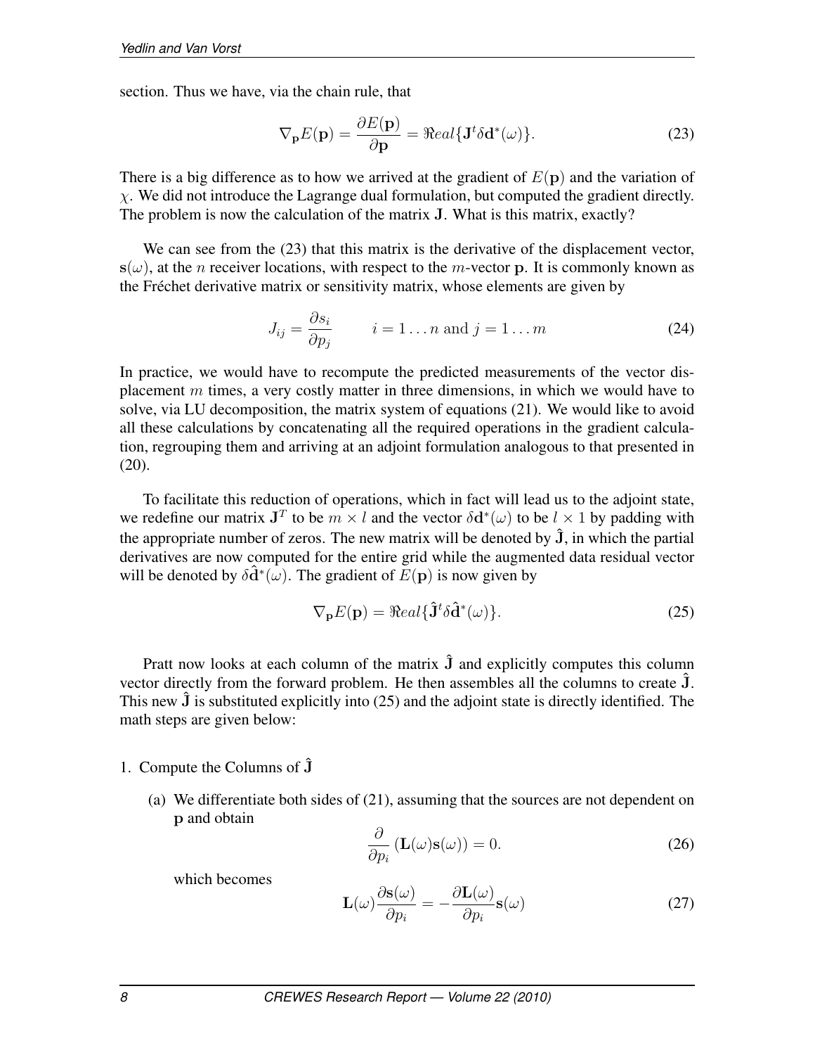section. Thus we have, via the chain rule, that

$$\nabla_{\mathbf{p}} E(\mathbf{p}) = \frac{\partial E(\mathbf{p})}{\partial \mathbf{p}} = \Re eal\{\mathbf{J}^t \delta \mathbf{d}^*(\omega)\}. \tag{23}$$

There is a big difference as to how we arrived at the gradient of $E(\mathbf{p})$ and the variation of $\chi$. We did not introduce the Lagrange dual formulation, but computed the gradient directly. The problem is now the calculation of the matrix $\mathbf{J}$. What is this matrix, exactly?

We can see from the (23) that this matrix is the derivative of the displacement vector, $\mathbf{s}(\omega)$, at the $n$ receiver locations, with respect to the $m$-vector $\mathbf{p}$. It is commonly known as the Fréchet derivative matrix or sensitivity matrix, whose elements are given by

$$J_{ij} = \frac{\partial s_i}{\partial p_j} \qquad i = 1 \dots n \text{ and } j = 1 \dots m \tag{24}$$

In practice, we would have to recompute the predicted measurements of the vector displacement $m$ times, a very costly matter in three dimensions, in which we would have to solve, via LU decomposition, the matrix system of equations (21). We would like to avoid all these calculations by concatenating all the required operations in the gradient calculation, regrouping them and arriving at an adjoint formulation analogous to that presented in (20).

To facilitate this reduction of operations, which in fact will lead us to the adjoint state, we redefine our matrix $\mathbf{J}^T$ to be $m \times l$ and the vector $\delta \mathbf{d}^*(\omega)$ to be $l \times 1$ by padding with the appropriate number of zeros. The new matrix will be denoted by $\hat{\mathbf{J}}$, in which the partial derivatives are now computed for the entire grid while the augmented data residual vector will be denoted by $\delta \hat{\mathbf{d}}^*(\omega)$. The gradient of $E(\mathbf{p})$ is now given by

$$\nabla_{\mathbf{p}} E(\mathbf{p}) = \Re eal\{\hat{\mathbf{J}}^t \delta \hat{\mathbf{d}}^*(\omega)\}. \tag{25}$$

Pratt now looks at each column of the matrix $\hat{\mathbf{J}}$ and explicitly computes this column vector directly from the forward problem. He then assembles all the columns to create $\hat{\mathbf{J}}$. This new $\hat{\mathbf{J}}$ is substituted explicitly into (25) and the adjoint state is directly identified. The math steps are given below:

1. Compute the Columns of $\hat{\mathbf{J}}$

   (a) We differentiate both sides of (21), assuming that the sources are not dependent on $\mathbf{p}$ and obtain

   $$\frac{\partial}{\partial p_i} \left( \mathbf{L}(\omega) \mathbf{s}(\omega) \right) = 0. \tag{26}$$

   which becomes

   $$\mathbf{L}(\omega) \frac{\partial \mathbf{s}(\omega)}{\partial p_i} = -\frac{\partial \mathbf{L}(\omega)}{\partial p_i} \mathbf{s}(\omega) \tag{27}$$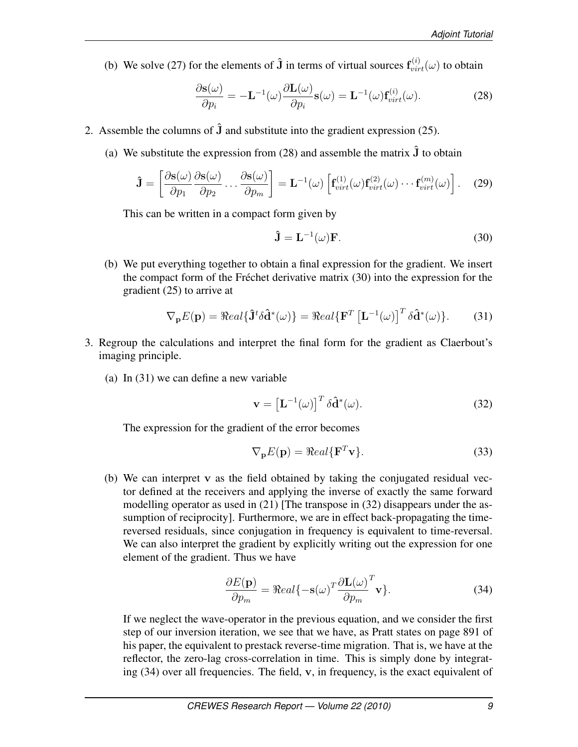(b) We solve (27) for the elements of $\hat{\mathbf{J}}$ in terms of virtual sources $\mathbf{f}_{virt}^{(i)}(\omega)$ to obtain

$$\frac{\partial \mathbf{s}(\omega)}{\partial p_i} = -\mathbf{L}^{-1}(\omega)\frac{\partial \mathbf{L}(\omega)}{\partial p_i}\mathbf{s}(\omega) = \mathbf{L}^{-1}(\omega)\mathbf{f}_{virt}^{(i)}(\omega). \tag{28}$$

2. Assemble the columns of $\hat{\mathbf{J}}$ and substitute into the gradient expression (25).

   (a) We substitute the expression from (28) and assemble the matrix $\hat{\mathbf{J}}$ to obtain

$$\hat{\mathbf{J}} = \left[\frac{\partial \mathbf{s}(\omega)}{\partial p_1}\frac{\partial \mathbf{s}(\omega)}{\partial p_2}\cdots\frac{\partial \mathbf{s}(\omega)}{\partial p_m}\right] = \mathbf{L}^{-1}(\omega)\left[\mathbf{f}_{virt}^{(1)}(\omega)\mathbf{f}_{virt}^{(2)}(\omega)\cdots\mathbf{f}_{virt}^{(m)}(\omega)\right]. \tag{29}$$

   This can be written in a compact form given by

$$\hat{\mathbf{J}} = \mathbf{L}^{-1}(\omega)\mathbf{F}. \tag{30}$$

   (b) We put everything together to obtain a final expression for the gradient. We insert the compact form of the Fréchet derivative matrix (30) into the expression for the gradient (25) to arrive at

$$\nabla_{\mathbf{p}}E(\mathbf{p}) = \Re eal\{\hat{\mathbf{J}}^t\delta\hat{\mathbf{d}}^*(\omega)\} = \Re eal\{\mathbf{F}^T\left[\mathbf{L}^{-1}(\omega)\right]^T\delta\hat{\mathbf{d}}^*(\omega)\}. \tag{31}$$

3. Regroup the calculations and interpret the final form for the gradient as Claerbout's imaging principle.

   (a) In (31) we can define a new variable

$$\mathbf{v} = \left[\mathbf{L}^{-1}(\omega)\right]^T\delta\hat{\mathbf{d}}^*(\omega). \tag{32}$$

   The expression for the gradient of the error becomes

$$\nabla_{\mathbf{p}}E(\mathbf{p}) = \Re eal\{\mathbf{F}^T\mathbf{v}\}. \tag{33}$$

   (b) We can interpret $\mathbf{v}$ as the field obtained by taking the conjugated residual vector defined at the receivers and applying the inverse of exactly the same forward modelling operator as used in (21) [The transpose in (32) disappears under the assumption of reciprocity]. Furthermore, we are in effect back-propagating the time-reversed residuals, since conjugation in frequency is equivalent to time-reversal. We can also interpret the gradient by explicitly writing out the expression for one element of the gradient. Thus we have

$$\frac{\partial E(\mathbf{p})}{\partial p_m} = \Re eal\{-\mathbf{s}(\omega)^T\frac{\partial \mathbf{L}(\omega)}{\partial p_m}^T\mathbf{v}\}. \tag{34}$$

   If we neglect the wave-operator in the previous equation, and we consider the first step of our inversion iteration, we see that we have, as Pratt states on page 891 of his paper, the equivalent to prestack reverse-time migration. That is, we have at the reflector, the zero-lag cross-correlation in time. This is simply done by integrating (34) over all frequencies. The field, $\mathbf{v}$, in frequency, is the exact equivalent of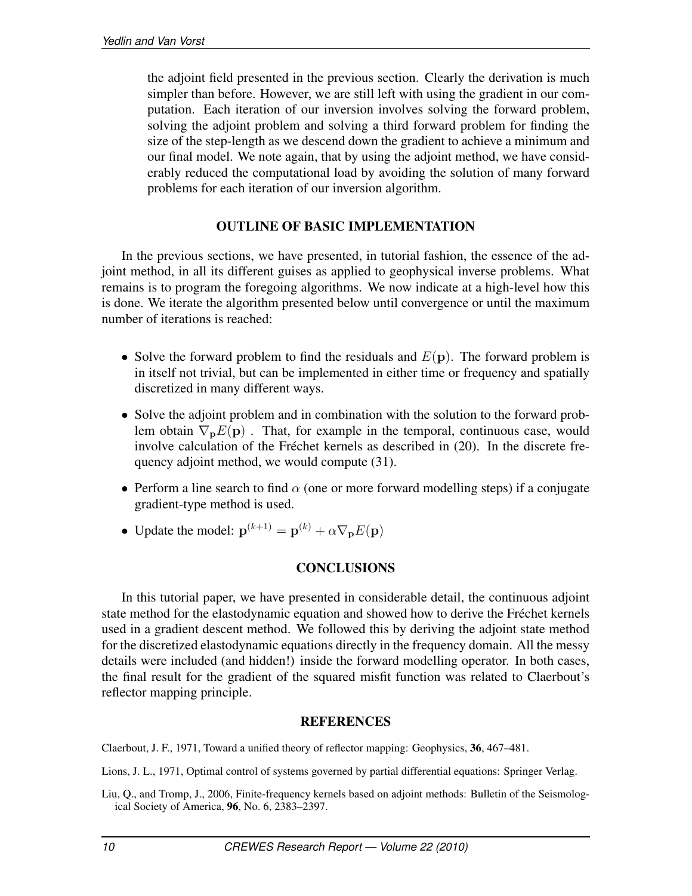the adjoint field presented in the previous section. Clearly the derivation is much simpler than before. However, we are still left with using the gradient in our computation. Each iteration of our inversion involves solving the forward problem, solving the adjoint problem and solving a third forward problem for finding the size of the step-length as we descend down the gradient to achieve a minimum and our final model. We note again, that by using the adjoint method, we have considerably reduced the computational load by avoiding the solution of many forward problems for each iteration of our inversion algorithm.

## OUTLINE OF BASIC IMPLEMENTATION

In the previous sections, we have presented, in tutorial fashion, the essence of the adjoint method, in all its different guises as applied to geophysical inverse problems. What remains is to program the foregoing algorithms. We now indicate at a high-level how this is done. We iterate the algorithm presented below until convergence or until the maximum number of iterations is reached:

- Solve the forward problem to find the residuals and $E(\mathbf{p})$. The forward problem is in itself not trivial, but can be implemented in either time or frequency and spatially discretized in many different ways.
- Solve the adjoint problem and in combination with the solution to the forward problem obtain $\nabla_{\mathbf{p}} E(\mathbf{p})$ . That, for example in the temporal, continuous case, would involve calculation of the Fréchet kernels as described in (20). In the discrete frequency adjoint method, we would compute (31).
- Perform a line search to find $\alpha$ (one or more forward modelling steps) if a conjugate gradient-type method is used.
- Update the model: $\mathbf{p}^{(k+1)} = \mathbf{p}^{(k)} + \alpha \nabla_{\mathbf{p}} E(\mathbf{p})$

## CONCLUSIONS

In this tutorial paper, we have presented in considerable detail, the continuous adjoint state method for the elastodynamic equation and showed how to derive the Fréchet kernels used in a gradient descent method. We followed this by deriving the adjoint state method for the discretized elastodynamic equations directly in the frequency domain. All the messy details were included (and hidden!) inside the forward modelling operator. In both cases, the final result for the gradient of the squared misfit function was related to Claerbout's reflector mapping principle.

## REFERENCES

Claerbout, J. F., 1971, Toward a unified theory of reflector mapping: Geophysics, **36**, 467–481.

Lions, J. L., 1971, Optimal control of systems governed by partial differential equations: Springer Verlag.

Liu, Q., and Tromp, J., 2006, Finite-frequency kernels based on adjoint methods: Bulletin of the Seismological Society of America, **96**, No. 6, 2383–2397.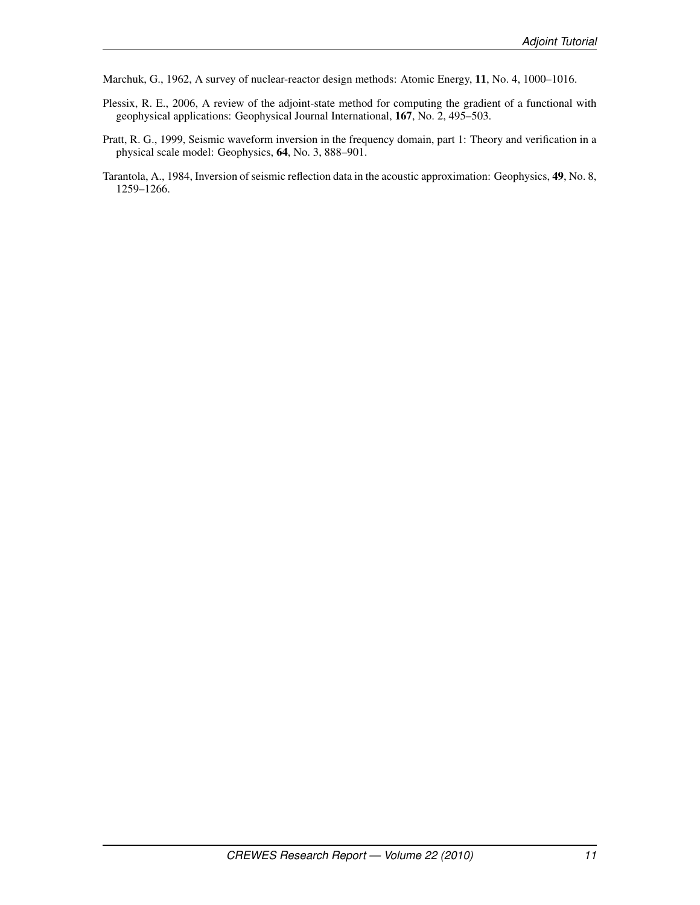Marchuk, G., 1962, A survey of nuclear-reactor design methods: Atomic Energy, **11**, No. 4, 1000–1016.

Plessix, R. E., 2006, A review of the adjoint-state method for computing the gradient of a functional with geophysical applications: Geophysical Journal International, **167**, No. 2, 495–503.

Pratt, R. G., 1999, Seismic waveform inversion in the frequency domain, part 1: Theory and verification in a physical scale model: Geophysics, **64**, No. 3, 888–901.

Tarantola, A., 1984, Inversion of seismic reflection data in the acoustic approximation: Geophysics, **49**, No. 8, 1259–1266.